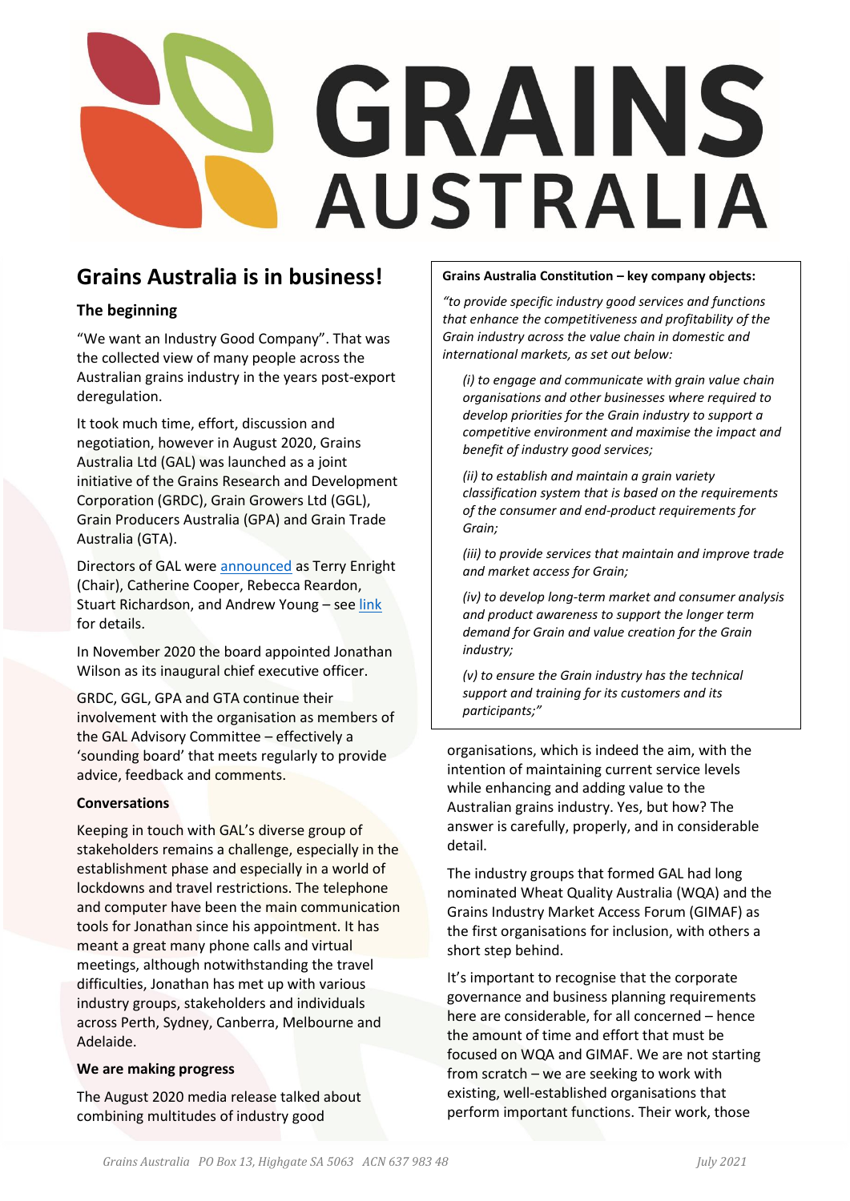# GRAINS AUSTRALIA

## Grains Australia is in business!

### The beginning

"We want an Industry Good Company". That was the collected view of many people across the Australian grains industry in the years post-export deregulation.

It took much time, effort, discussion and negotiation, however in August 2020, Grains Australia Ltd (GAL) was launched as a joint initiative of the Grains Research and Development Corporation (GRDC), Grain Growers Ltd (GGL), Grain Producers Australia (GPA) and Grain Trade Australia (GTA).

Directors of GAL were announced as Terry Enright (Chair), Catherine Cooper, Rebecca Reardon, Stuart Richardson, and Andrew Young – see link for details.

In November 2020 the board appointed Jonathan Wilson as its inaugural chief executive officer.

GRDC, GGL, GPA and GTA continue their involvement with the organisation as members of the GAL Advisory Committee – effectively a 'sounding board' that meets regularly to provide advice, feedback and comments.

**Conversations**

Keeping in touch with GAL's diverse group of stakeholders remains a challenge, especially in the establishment phase and especially in a world of lockdowns and travel restrictions. The telephone and computer have been the main communication tools for Jonathan since his appointment. It has meant a great many phone calls and virtual meetings, although notwithstanding the travel difficulties, Jonathan has met up with various industry groups, stakeholders and individuals across Perth, Sydney, Canberra, Melbourne and Adelaide.

**We are making progress**

The August 2020 media release talked about combining multitudes of industry good organisations, which is indeed the aim, with the intention of maintaining current service levels while enhancing and adding value to the Australian grains industry. Yes, but how? The answer is carefully, properly, and in considerable detail.

The industry groups that formed GAL had long nominated Wheat Quality Australia (WQA) and the Grains Industry Market Access Forum (GIMAF) as the first organisations for inclusion, with others a short step behind.

It's important to recognise that the corporate governance and business planning requirements here are considerable, for all concerned – hence the amount of time and effort that must be focused on WQA and GIMAF. We are not starting from scratch – we are seeking to work with existing, well-established organisations that perform important functions. Their work, those

---

**Grains Australia Constitution – key company objects:**

*"to provide specific industry good services and functions that enhance the competitiveness and profitability of the Grain industry across the value chain in domestic and international markets, as set out below:*

> *(i) to engage and communicate with grain value chain organisations and other businesses where required to develop priorities for the Grain industry to support a competitive environment and maximise the impact and benefit of industry good services;*
>
> *(ii) to establish and maintain a grain variety classification system that is based on the requirements of the consumer and end-product requirements for Grain;*
>
> *(iii) to provide services that maintain and improve trade and market access for Grain;*
>
> *(iv) to develop long-term market and consumer analysis and product awareness to support the longer term demand for Grain and value creation for the Grain industry;*
>
> *(v) to ensure the Grain industry has the technical support and training for its customers and its participants;"*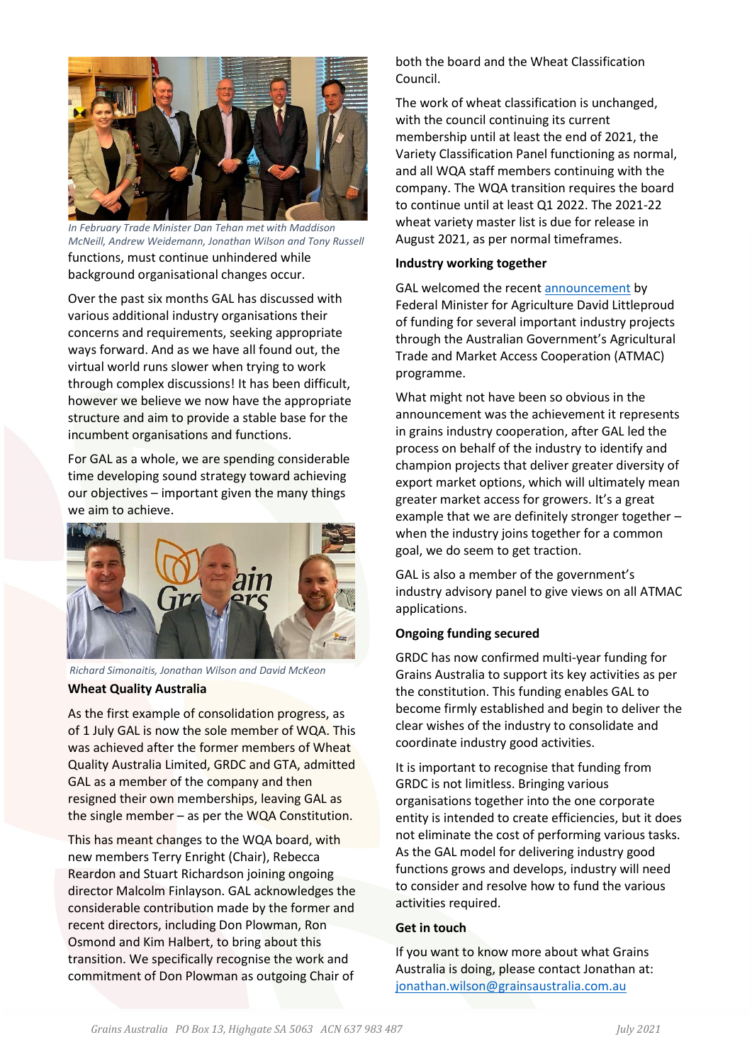*In February Trade Minister Dan Tehan met with Maddison McNeill, Andrew Weidemann, Jonathan Wilson and Tony Russell*

functions, must continue unhindered while background organisational changes occur.

Over the past six months GAL has discussed with various additional industry organisations their concerns and requirements, seeking appropriate ways forward. And as we have all found out, the virtual world runs slower when trying to work through complex discussions! It has been difficult, however we believe we now have the appropriate structure and aim to provide a stable base for the incumbent organisations and functions.

For GAL as a whole, we are spending considerable time developing sound strategy toward achieving our objectives – important given the many things we aim to achieve.

*Richard Simonaitis, Jonathan Wilson and David McKeon*

**Wheat Quality Australia**

As the first example of consolidation progress, as of 1 July GAL is now the sole member of WQA. This was achieved after the former members of Wheat Quality Australia Limited, GRDC and GTA, admitted GAL as a member of the company and then resigned their own memberships, leaving GAL as the single member – as per the WQA Constitution.

This has meant changes to the WQA board, with new members Terry Enright (Chair), Rebecca Reardon and Stuart Richardson joining ongoing director Malcolm Finlayson. GAL acknowledges the considerable contribution made by the former and recent directors, including Don Plowman, Ron Osmond and Kim Halbert, to bring about this transition. We specifically recognise the work and commitment of Don Plowman as outgoing Chair of both the board and the Wheat Classification Council.

The work of wheat classification is unchanged, with the council continuing its current membership until at least the end of 2021, the Variety Classification Panel functioning as normal, and all WQA staff members continuing with the company. The WQA transition requires the board to continue until at least Q1 2022. The 2021-22 wheat variety master list is due for release in August 2021, as per normal timeframes.

**Industry working together**

GAL welcomed the recent announcement by Federal Minister for Agriculture David Littleproud of funding for several important industry projects through the Australian Government's Agricultural Trade and Market Access Cooperation (ATMAC) programme.

What might not have been so obvious in the announcement was the achievement it represents in grains industry cooperation, after GAL led the process on behalf of the industry to identify and champion projects that deliver greater diversity of export market options, which will ultimately mean greater market access for growers. It's a great example that we are definitely stronger together – when the industry joins together for a common goal, we do seem to get traction.

GAL is also a member of the government's industry advisory panel to give views on all ATMAC applications.

**Ongoing funding secured**

GRDC has now confirmed multi-year funding for Grains Australia to support its key activities as per the constitution. This funding enables GAL to become firmly established and begin to deliver the clear wishes of the industry to consolidate and coordinate industry good activities.

It is important to recognise that funding from GRDC is not limitless. Bringing various organisations together into the one corporate entity is intended to create efficiencies, but it does not eliminate the cost of performing various tasks. As the GAL model for delivering industry good functions grows and develops, industry will need to consider and resolve how to fund the various activities required.

**Get in touch**

If you want to know more about what Grains Australia is doing, please contact Jonathan at: jonathan.wilson@grainsaustralia.com.au

*Grains Australia PO Box 13, Highgate SA 5063 ACN 637 983 487 July 2021*